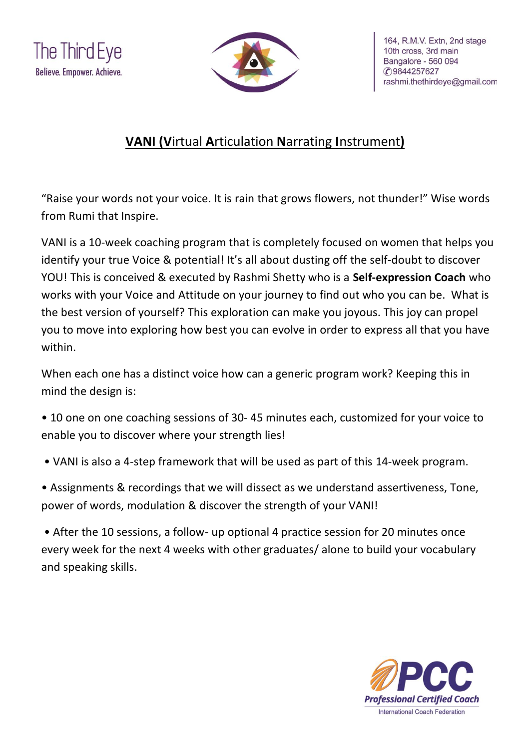The Third Eye
Believe. Empower. Achieve.

164, R.M.V. Extn, 2nd stage
10th cross, 3rd main
Bangalore - 560 094
✆9844257627
rashmi.thethirdeye@gmail.com

## VANI (**V**irtual **A**rticulation **N**arrating **I**nstrument)

"Raise your words not your voice. It is rain that grows flowers, not thunder!" Wise words from Rumi that Inspire.

VANI is a 10-week coaching program that is completely focused on women that helps you identify your true Voice & potential! It's all about dusting off the self-doubt to discover YOU! This is conceived & executed by Rashmi Shetty who is a **Self-expression Coach** who works with your Voice and Attitude on your journey to find out who you can be. What is the best version of yourself? This exploration can make you joyous. This joy can propel you to move into exploring how best you can evolve in order to express all that you have within.

When each one has a distinct voice how can a generic program work? Keeping this in mind the design is:

- 10 one on one coaching sessions of 30- 45 minutes each, customized for your voice to enable you to discover where your strength lies!
- VANI is also a 4-step framework that will be used as part of this 14-week program.
- Assignments & recordings that we will dissect as we understand assertiveness, Tone, power of words, modulation & discover the strength of your VANI!
- After the 10 sessions, a follow- up optional 4 practice session for 20 minutes once every week for the next 4 weeks with other graduates/ alone to build your vocabulary and speaking skills.

PCC
Professional Certified Coach
International Coach Federation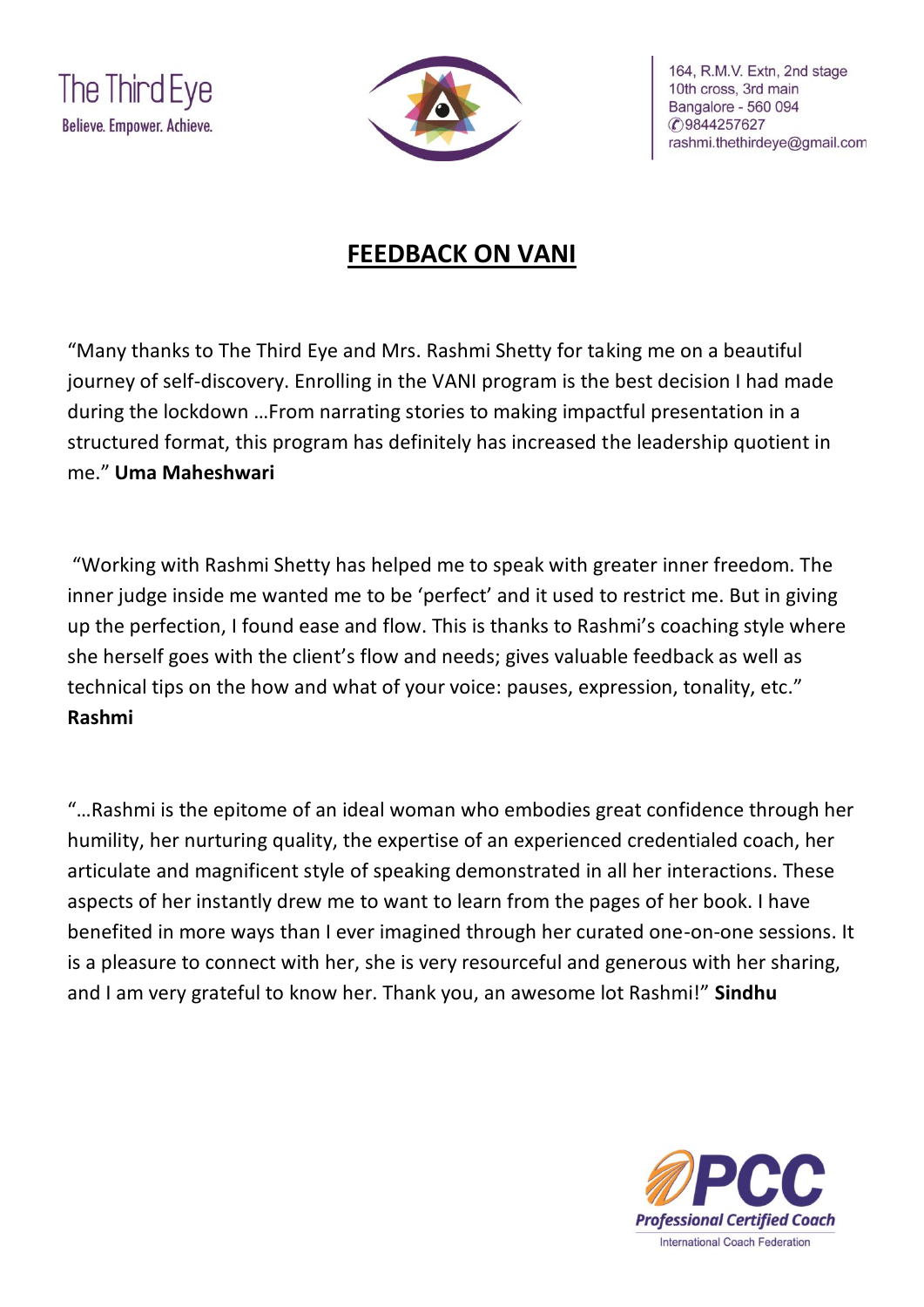The Third Eye
Believe. Empower. Achieve.

164, R.M.V. Extn, 2nd stage
10th cross, 3rd main
Bangalore - 560 094
✆9844257627
rashmi.thethirdeye@gmail.com

# FEEDBACK ON VANI

"Many thanks to The Third Eye and Mrs. Rashmi Shetty for taking me on a beautiful journey of self-discovery. Enrolling in the VANI program is the best decision I had made during the lockdown …From narrating stories to making impactful presentation in a structured format, this program has definitely has increased the leadership quotient in me." **Uma Maheshwari**

"Working with Rashmi Shetty has helped me to speak with greater inner freedom. The inner judge inside me wanted me to be 'perfect' and it used to restrict me. But in giving up the perfection, I found ease and flow. This is thanks to Rashmi's coaching style where she herself goes with the client's flow and needs; gives valuable feedback as well as technical tips on the how and what of your voice: pauses, expression, tonality, etc." **Rashmi**

"…Rashmi is the epitome of an ideal woman who embodies great confidence through her humility, her nurturing quality, the expertise of an experienced credentialed coach, her articulate and magnificent style of speaking demonstrated in all her interactions. These aspects of her instantly drew me to want to learn from the pages of her book. I have benefited in more ways than I ever imagined through her curated one-on-one sessions. It is a pleasure to connect with her, she is very resourceful and generous with her sharing, and I am very grateful to know her. Thank you, an awesome lot Rashmi!" **Sindhu**

PCC
Professional Certified Coach
International Coach Federation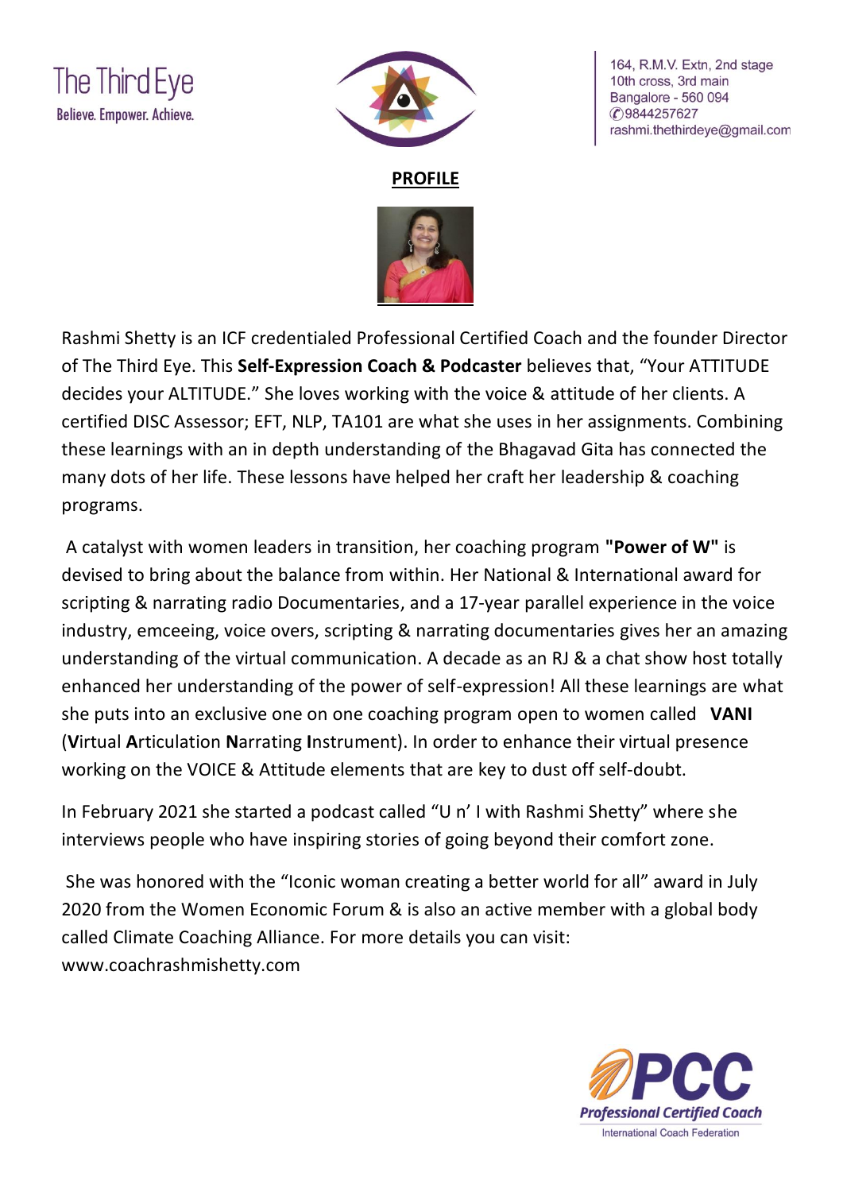The Third Eye
Believe. Empower. Achieve.

164, R.M.V. Extn, 2nd stage
10th cross, 3rd main
Bangalore - 560 094
✆9844257627
rashmi.thethirdeye@gmail.com

## PROFILE

Rashmi Shetty is an ICF credentialed Professional Certified Coach and the founder Director of The Third Eye. This **Self-Expression Coach & Podcaster** believes that, "Your ATTITUDE decides your ALTITUDE." She loves working with the voice & attitude of her clients. A certified DISC Assessor; EFT, NLP, TA101 are what she uses in her assignments. Combining these learnings with an in depth understanding of the Bhagavad Gita has connected the many dots of her life. These lessons have helped her craft her leadership & coaching programs.

A catalyst with women leaders in transition, her coaching program **"Power of W"** is devised to bring about the balance from within. Her National & International award for scripting & narrating radio Documentaries, and a 17-year parallel experience in the voice industry, emceeing, voice overs, scripting & narrating documentaries gives her an amazing understanding of the virtual communication. A decade as an RJ & a chat show host totally enhanced her understanding of the power of self-expression! All these learnings are what she puts into an exclusive one on one coaching program open to women called **VANI** (**V**irtual **A**rticulation **N**arrating **I**nstrument). In order to enhance their virtual presence working on the VOICE & Attitude elements that are key to dust off self-doubt.

In February 2021 she started a podcast called "U n' I with Rashmi Shetty" where she interviews people who have inspiring stories of going beyond their comfort zone.

She was honored with the "Iconic woman creating a better world for all" award in July 2020 from the Women Economic Forum & is also an active member with a global body called Climate Coaching Alliance. For more details you can visit: www.coachrashmishetty.com

PCC
Professional Certified Coach
International Coach Federation